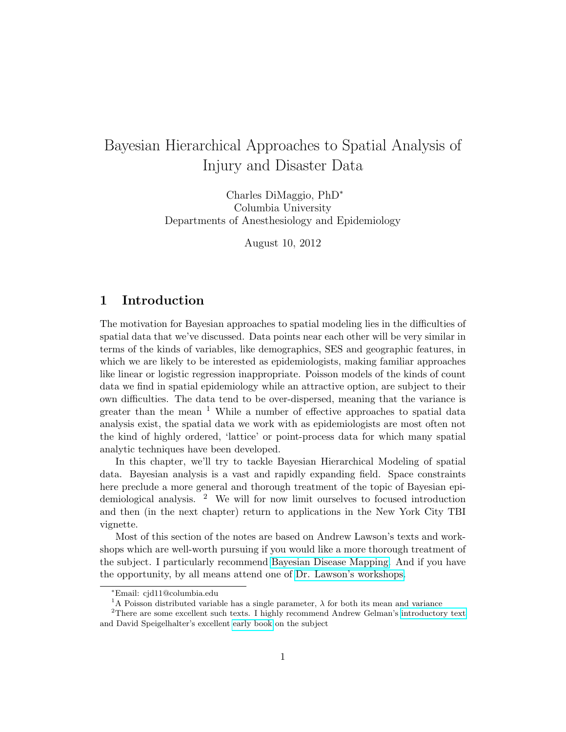# Bayesian Hierarchical Approaches to Spatial Analysis of Injury and Disaster Data

Charles DiMaggio, PhD*
Columbia University
Departments of Anesthesiology and Epidemiology

August 10, 2012

## 1 Introduction

The motivation for Bayesian approaches to spatial modeling lies in the difficulties of spatial data that we've discussed. Data points near each other will be very similar in terms of the kinds of variables, like demographics, SES and geographic features, in which we are likely to be interested as epidemiologists, making familiar approaches like linear or logistic regression inappropriate. Poisson models of the kinds of count data we find in spatial epidemiology while an attractive option, are subject to their own difficulties. The data tend to be over-dispersed, meaning that the variance is greater than the mean [1] While a number of effective approaches to spatial data analysis exist, the spatial data we work with as epidemiologists are most often not the kind of highly ordered, 'lattice' or point-process data for which many spatial analytic techniques have been developed.

In this chapter, we'll try to tackle Bayesian Hierarchical Modeling of spatial data. Bayesian analysis is a vast and rapidly expanding field. Space constraints here preclude a more general and thorough treatment of the topic of Bayesian epidemiological analysis. [2] We will for now limit ourselves to focused introduction and then (in the next chapter) return to applications in the New York City TBI vignette.

Most of this section of the notes are based on Andrew Lawson's texts and workshops which are well-worth pursuing if you would like a more thorough treatment of the subject. I particularly recommend Bayesian Disease Mapping. And if you have the opportunity, by all means attend one of Dr. Lawson's workshops.

---

*Email: cjd11@columbia.edu

[1] A Poisson distributed variable has a single parameter, $\lambda$ for both its mean and variance

[2] There are some excellent such texts. I highly recommend Andrew Gelman's introductory text and David Speigelhalter's excellent early book on the subject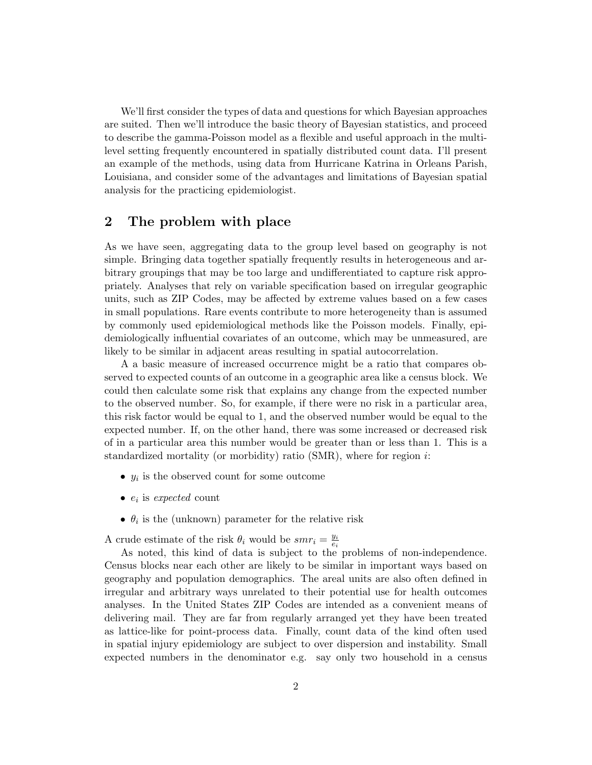We'll first consider the types of data and questions for which Bayesian approaches are suited. Then we'll introduce the basic theory of Bayesian statistics, and proceed to describe the gamma-Poisson model as a flexible and useful approach in the multi-level setting frequently encountered in spatially distributed count data. I'll present an example of the methods, using data from Hurricane Katrina in Orleans Parish, Louisiana, and consider some of the advantages and limitations of Bayesian spatial analysis for the practicing epidemiologist.

## 2 The problem with place

As we have seen, aggregating data to the group level based on geography is not simple. Bringing data together spatially frequently results in heterogeneous and arbitrary groupings that may be too large and undifferentiated to capture risk appropriately. Analyses that rely on variable specification based on irregular geographic units, such as ZIP Codes, may be affected by extreme values based on a few cases in small populations. Rare events contribute to more heterogeneity than is assumed by commonly used epidemiological methods like the Poisson models. Finally, epidemiologically influential covariates of an outcome, which may be unmeasured, are likely to be similar in adjacent areas resulting in spatial autocorrelation.

A a basic measure of increased occurrence might be a ratio that compares observed to expected counts of an outcome in a geographic area like a census block. We could then calculate some risk that explains any change from the expected number to the observed number. So, for example, if there were no risk in a particular area, this risk factor would be equal to 1, and the observed number would be equal to the expected number. If, on the other hand, there was some increased or decreased risk of in a particular area this number would be greater than or less than 1. This is a standardized mortality (or morbidity) ratio (SMR), where for region $i$:

- $y_i$ is the observed count for some outcome
- $e_i$ is *expected* count
- $\theta_i$ is the (unknown) parameter for the relative risk

A crude estimate of the risk $\theta_i$ would be $smr_i = \frac{y_i}{e_i}$

As noted, this kind of data is subject to the problems of non-independence. Census blocks near each other are likely to be similar in important ways based on geography and population demographics. The areal units are also often defined in irregular and arbitrary ways unrelated to their potential use for health outcomes analyses. In the United States ZIP Codes are intended as a convenient means of delivering mail. They are far from regularly arranged yet they have been treated as lattice-like for point-process data. Finally, count data of the kind often used in spatial injury epidemiology are subject to over dispersion and instability. Small expected numbers in the denominator e.g. say only two household in a census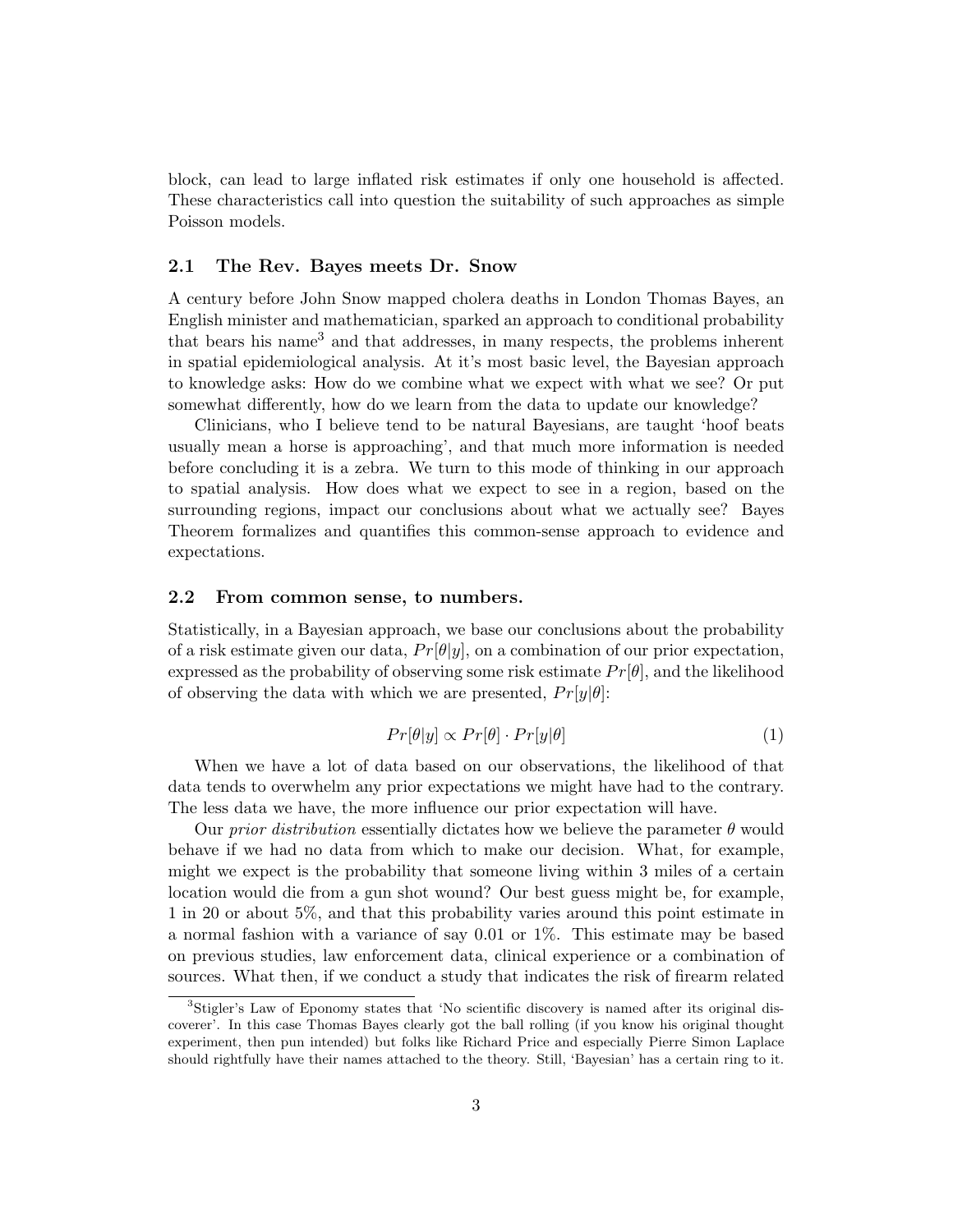block, can lead to large inflated risk estimates if only one household is affected. These characteristics call into question the suitability of such approaches as simple Poisson models.

### 2.1 The Rev. Bayes meets Dr. Snow

A century before John Snow mapped cholera deaths in London Thomas Bayes, an English minister and mathematician, sparked an approach to conditional probability that bears his name[3] and that addresses, in many respects, the problems inherent in spatial epidemiological analysis. At it's most basic level, the Bayesian approach to knowledge asks: How do we combine what we expect with what we see? Or put somewhat differently, how do we learn from the data to update our knowledge?

Clinicians, who I believe tend to be natural Bayesians, are taught 'hoof beats usually mean a horse is approaching', and that much more information is needed before concluding it is a zebra. We turn to this mode of thinking in our approach to spatial analysis. How does what we expect to see in a region, based on the surrounding regions, impact our conclusions about what we actually see? Bayes Theorem formalizes and quantifies this common-sense approach to evidence and expectations.

### 2.2 From common sense, to numbers.

Statistically, in a Bayesian approach, we base our conclusions about the probability of a risk estimate given our data, $Pr[\theta|y]$, on a combination of our prior expectation, expressed as the probability of observing some risk estimate $Pr[\theta]$, and the likelihood of observing the data with which we are presented, $Pr[y|\theta]$:

$$Pr[\theta|y] \propto Pr[\theta] \cdot Pr[y|\theta] \tag{1}$$

When we have a lot of data based on our observations, the likelihood of that data tends to overwhelm any prior expectations we might have had to the contrary. The less data we have, the more influence our prior expectation will have.

Our *prior distribution* essentially dictates how we believe the parameter $\theta$ would behave if we had no data from which to make our decision. What, for example, might we expect is the probability that someone living within 3 miles of a certain location would die from a gun shot wound? Our best guess might be, for example, 1 in 20 or about 5%, and that this probability varies around this point estimate in a normal fashion with a variance of say 0.01 or 1%. This estimate may be based on previous studies, law enforcement data, clinical experience or a combination of sources. What then, if we conduct a study that indicates the risk of firearm related

[3] Stigler's Law of Eponomy states that 'No scientific discovery is named after its original discoverer'. In this case Thomas Bayes clearly got the ball rolling (if you know his original thought experiment, then pun intended) but folks like Richard Price and especially Pierre Simon Laplace should rightfully have their names attached to the theory. Still, 'Bayesian' has a certain ring to it.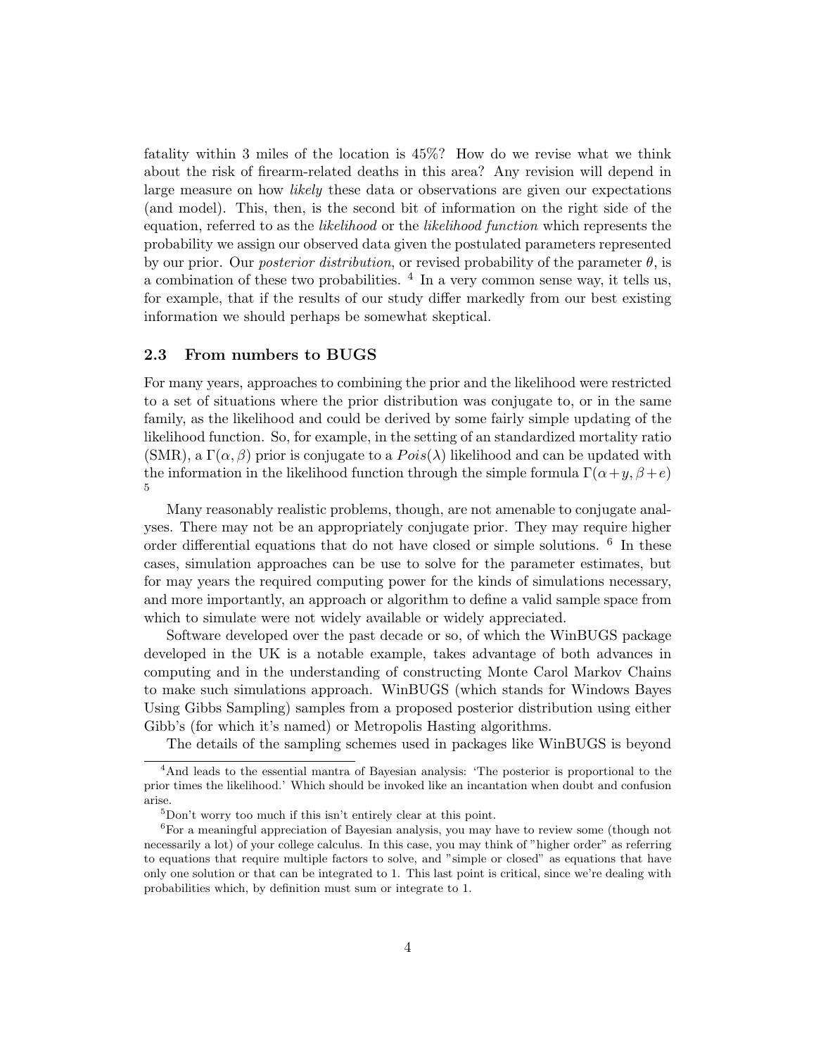fatality within 3 miles of the location is 45%? How do we revise what we think about the risk of firearm-related deaths in this area? Any revision will depend in large measure on how *likely* these data or observations are given our expectations (and model). This, then, is the second bit of information on the right side of the equation, referred to as the *likelihood* or the *likelihood function* which represents the probability we assign our observed data given the postulated parameters represented by our prior. Our *posterior distribution*, or revised probability of the parameter $\theta$, is a combination of these two probabilities. [4] In a very common sense way, it tells us, for example, that if the results of our study differ markedly from our best existing information we should perhaps be somewhat skeptical.

## 2.3 From numbers to BUGS

For many years, approaches to combining the prior and the likelihood were restricted to a set of situations where the prior distribution was conjugate to, or in the same family, as the likelihood and could be derived by some fairly simple updating of the likelihood function. So, for example, in the setting of an standardized mortality ratio (SMR), a $\Gamma(\alpha, \beta)$ prior is conjugate to a $Pois(\lambda)$ likelihood and can be updated with the information in the likelihood function through the simple formula $\Gamma(\alpha + y, \beta + e)$ [5]

Many reasonably realistic problems, though, are not amenable to conjugate analyses. There may not be an appropriately conjugate prior. They may require higher order differential equations that do not have closed or simple solutions. [6] In these cases, simulation approaches can be use to solve for the parameter estimates, but for may years the required computing power for the kinds of simulations necessary, and more importantly, an approach or algorithm to define a valid sample space from which to simulate were not widely available or widely appreciated.

Software developed over the past decade or so, of which the WinBUGS package developed in the UK is a notable example, takes advantage of both advances in computing and in the understanding of constructing Monte Carol Markov Chains to make such simulations approach. WinBUGS (which stands for Windows Bayes Using Gibbs Sampling) samples from a proposed posterior distribution using either Gibb's (for which it's named) or Metropolis Hasting algorithms.

The details of the sampling schemes used in packages like WinBUGS is beyond

---

[4] And leads to the essential mantra of Bayesian analysis: 'The posterior is proportional to the prior times the likelihood.' Which should be invoked like an incantation when doubt and confusion arise.

[5] Don't worry too much if this isn't entirely clear at this point.

[6] For a meaningful appreciation of Bayesian analysis, you may have to review some (though not necessarily a lot) of your college calculus. In this case, you may think of "higher order" as referring to equations that require multiple factors to solve, and "simple or closed" as equations that have only one solution or that can be integrated to 1. This last point is critical, since we're dealing with probabilities which, by definition must sum or integrate to 1.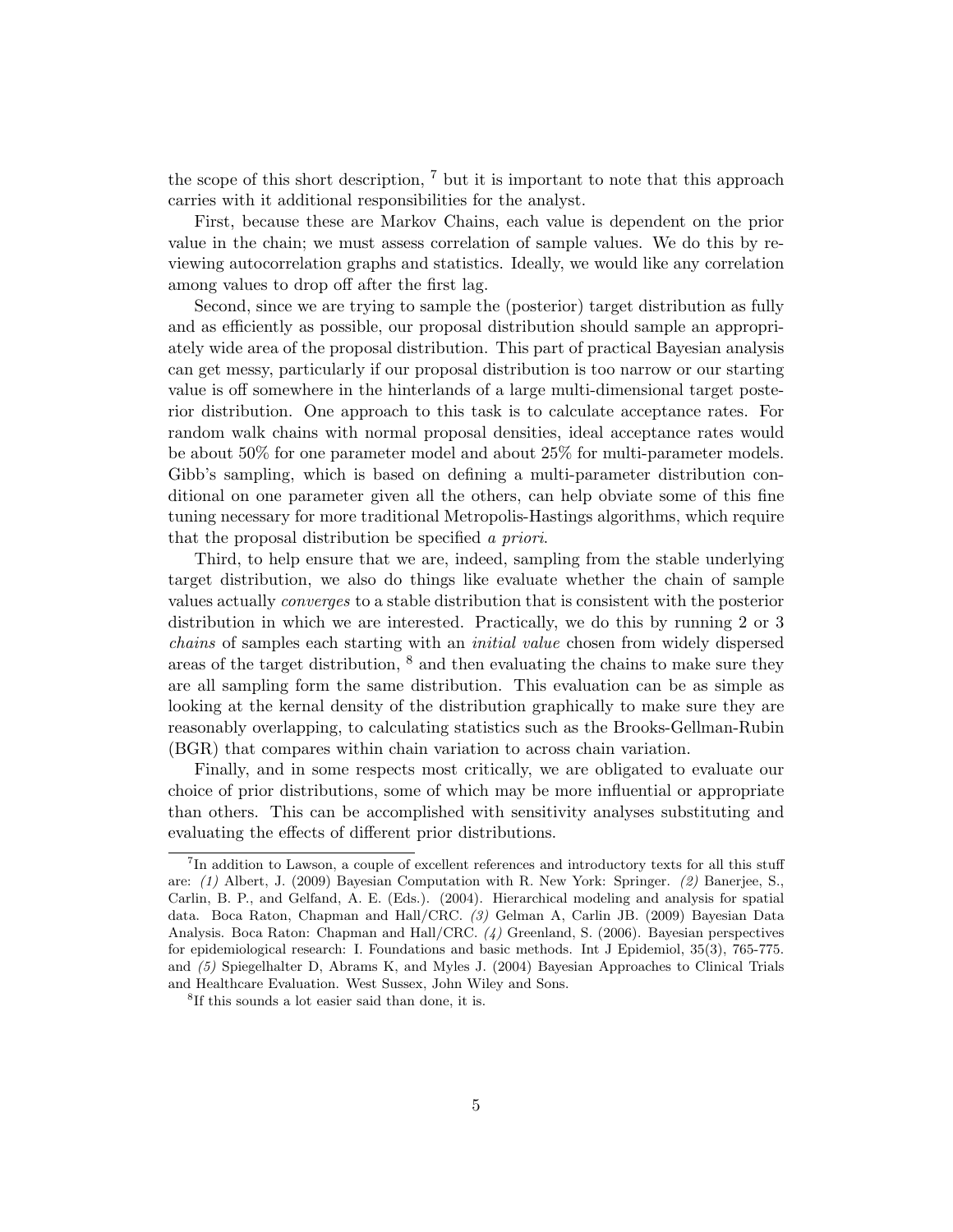the scope of this short description, [7] but it is important to note that this approach carries with it additional responsibilities for the analyst.

First, because these are Markov Chains, each value is dependent on the prior value in the chain; we must assess correlation of sample values. We do this by reviewing autocorrelation graphs and statistics. Ideally, we would like any correlation among values to drop off after the first lag.

Second, since we are trying to sample the (posterior) target distribution as fully and as efficiently as possible, our proposal distribution should sample an appropriately wide area of the proposal distribution. This part of practical Bayesian analysis can get messy, particularly if our proposal distribution is too narrow or our starting value is off somewhere in the hinterlands of a large multi-dimensional target posterior distribution. One approach to this task is to calculate acceptance rates. For random walk chains with normal proposal densities, ideal acceptance rates would be about 50% for one parameter model and about 25% for multi-parameter models. Gibb's sampling, which is based on defining a multi-parameter distribution conditional on one parameter given all the others, can help obviate some of this fine tuning necessary for more traditional Metropolis-Hastings algorithms, which require that the proposal distribution be specified *a priori*.

Third, to help ensure that we are, indeed, sampling from the stable underlying target distribution, we also do things like evaluate whether the chain of sample values actually *converges* to a stable distribution that is consistent with the posterior distribution in which we are interested. Practically, we do this by running 2 or 3 *chains* of samples each starting with an *initial value* chosen from widely dispersed areas of the target distribution, [8] and then evaluating the chains to make sure they are all sampling form the same distribution. This evaluation can be as simple as looking at the kernal density of the distribution graphically to make sure they are reasonably overlapping, to calculating statistics such as the Brooks-Gellman-Rubin (BGR) that compares within chain variation to across chain variation.

Finally, and in some respects most critically, we are obligated to evaluate our choice of prior distributions, some of which may be more influential or appropriate than others. This can be accomplished with sensitivity analyses substituting and evaluating the effects of different prior distributions.

---

[7] In addition to Lawson, a couple of excellent references and introductory texts for all this stuff are: *(1)* Albert, J. (2009) Bayesian Computation with R. New York: Springer. *(2)* Banerjee, S., Carlin, B. P., and Gelfand, A. E. (Eds.). (2004). Hierarchical modeling and analysis for spatial data. Boca Raton, Chapman and Hall/CRC. *(3)* Gelman A, Carlin JB. (2009) Bayesian Data Analysis. Boca Raton: Chapman and Hall/CRC. *(4)* Greenland, S. (2006). Bayesian perspectives for epidemiological research: I. Foundations and basic methods. Int J Epidemiol, 35(3), 765-775. and *(5)* Spiegelhalter D, Abrams K, and Myles J. (2004) Bayesian Approaches to Clinical Trials and Healthcare Evaluation. West Sussex, John Wiley and Sons.

[8] If this sounds a lot easier said than done, it is.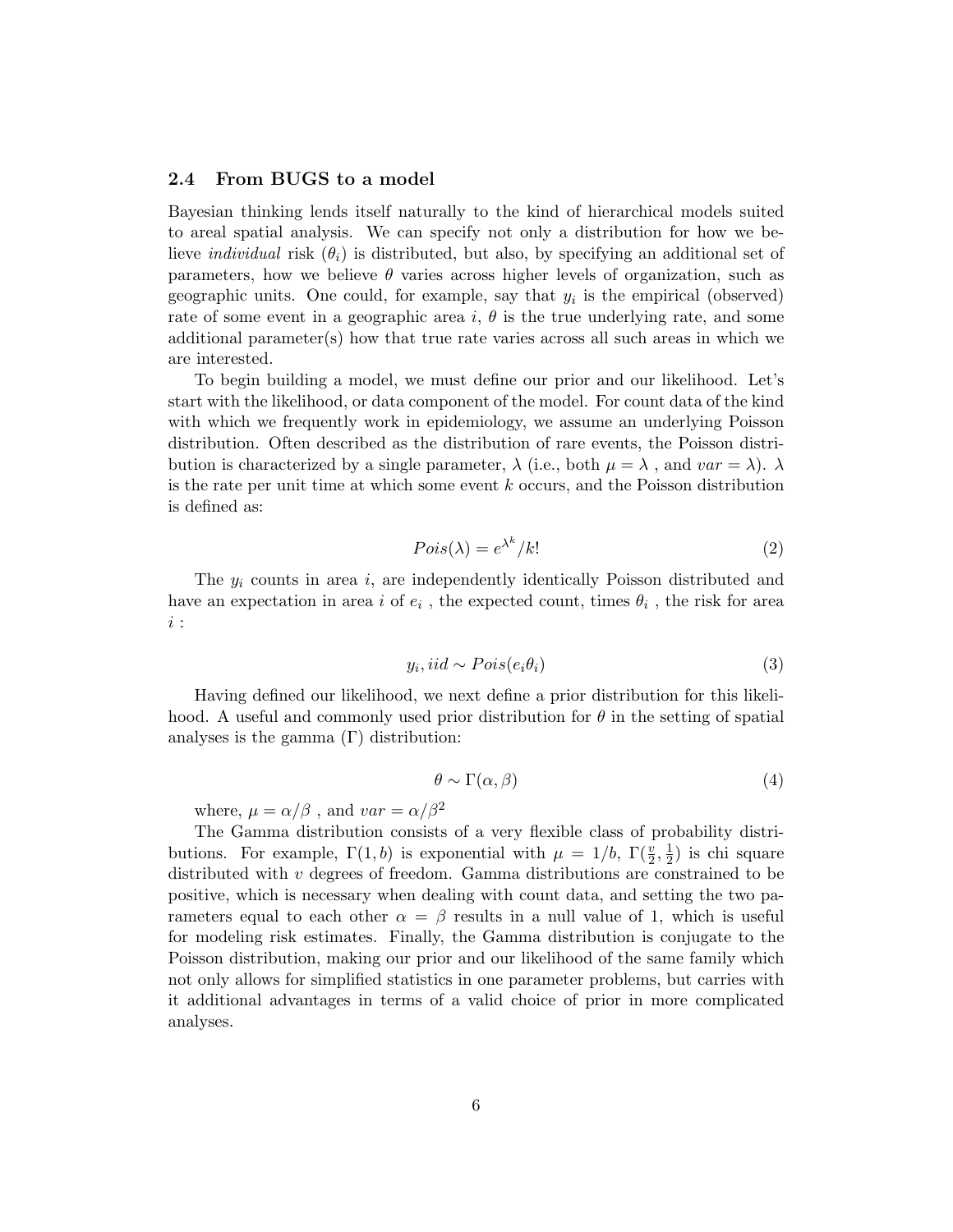### 2.4 From BUGS to a model

Bayesian thinking lends itself naturally to the kind of hierarchical models suited to areal spatial analysis. We can specify not only a distribution for how we believe *individual* risk ($\theta_i$) is distributed, but also, by specifying an additional set of parameters, how we believe $\theta$ varies across higher levels of organization, such as geographic units. One could, for example, say that $y_i$ is the empirical (observed) rate of some event in a geographic area $i$, $\theta$ is the true underlying rate, and some additional parameter(s) how that true rate varies across all such areas in which we are interested.

To begin building a model, we must define our prior and our likelihood. Let's start with the likelihood, or data component of the model. For count data of the kind with which we frequently work in epidemiology, we assume an underlying Poisson distribution. Often described as the distribution of rare events, the Poisson distribution is characterized by a single parameter, $\lambda$ (i.e., both $\mu = \lambda$ , and $var = \lambda$). $\lambda$ is the rate per unit time at which some event $k$ occurs, and the Poisson distribution is defined as:

$$Pois(\lambda) = e^{\lambda^k}/k! \tag{2}$$

The $y_i$ counts in area $i$, are independently identically Poisson distributed and have an expectation in area $i$ of $e_i$ , the expected count, times $\theta_i$ , the risk for area $i$ :

$$y_i, iid \sim Pois(e_i \theta_i) \tag{3}$$

Having defined our likelihood, we next define a prior distribution for this likelihood. A useful and commonly used prior distribution for $\theta$ in the setting of spatial analyses is the gamma ($\Gamma$) distribution:

$$\theta \sim \Gamma(\alpha, \beta) \tag{4}$$

where, $\mu = \alpha/\beta$ , and $var = \alpha/\beta^2$

The Gamma distribution consists of a very flexible class of probability distributions. For example, $\Gamma(1, b)$ is exponential with $\mu = 1/b$, $\Gamma(\frac{v}{2}, \frac{1}{2})$ is chi square distributed with $v$ degrees of freedom. Gamma distributions are constrained to be positive, which is necessary when dealing with count data, and setting the two parameters equal to each other $\alpha = \beta$ results in a null value of 1, which is useful for modeling risk estimates. Finally, the Gamma distribution is conjugate to the Poisson distribution, making our prior and our likelihood of the same family which not only allows for simplified statistics in one parameter problems, but carries with it additional advantages in terms of a valid choice of prior in more complicated analyses.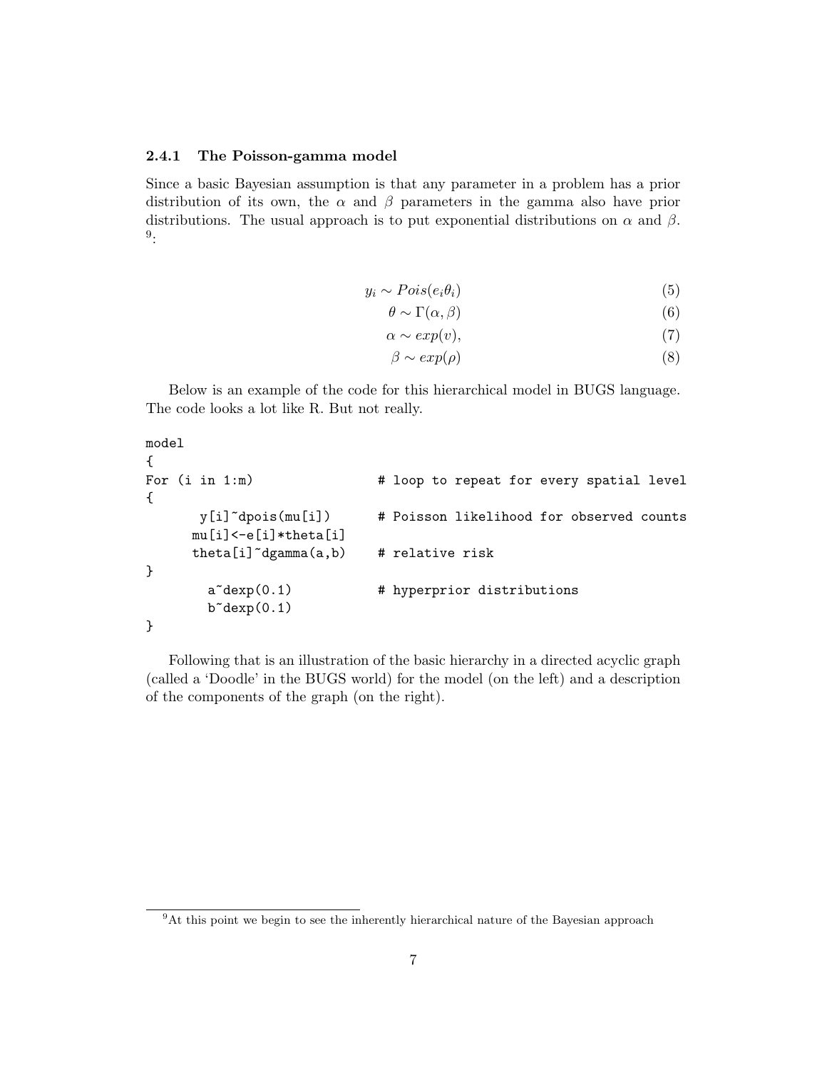### 2.4.1 The Poisson-gamma model

Since a basic Bayesian assumption is that any parameter in a problem has a prior distribution of its own, the $\alpha$ and $\beta$ parameters in the gamma also have prior distributions. The usual approach is to put exponential distributions on $\alpha$ and $\beta$. [9]:

$$y_i \sim Pois(e_i \theta_i) \tag{5}$$

$$\theta \sim \Gamma(\alpha, \beta) \tag{6}$$

$$\alpha \sim exp(v), \tag{7}$$

$$\beta \sim exp(\rho) \tag{8}$$

Below is an example of the code for this hierarchical model in BUGS language. The code looks a lot like R. But not really.

```
model
{
For (i in 1:m)                # loop to repeat for every spatial level
{
       y[i]~dpois(mu[i])      # Poisson likelihood for observed counts
      mu[i]<-e[i]*theta[i]
      theta[i]~dgamma(a,b)    # relative risk
}
        a~dexp(0.1)           # hyperprior distributions
        b~dexp(0.1)
}
```

Following that is an illustration of the basic hierarchy in a directed acyclic graph (called a 'Doodle' in the BUGS world) for the model (on the left) and a description of the components of the graph (on the right).

---

[9] At this point we begin to see the inherently hierarchical nature of the Bayesian approach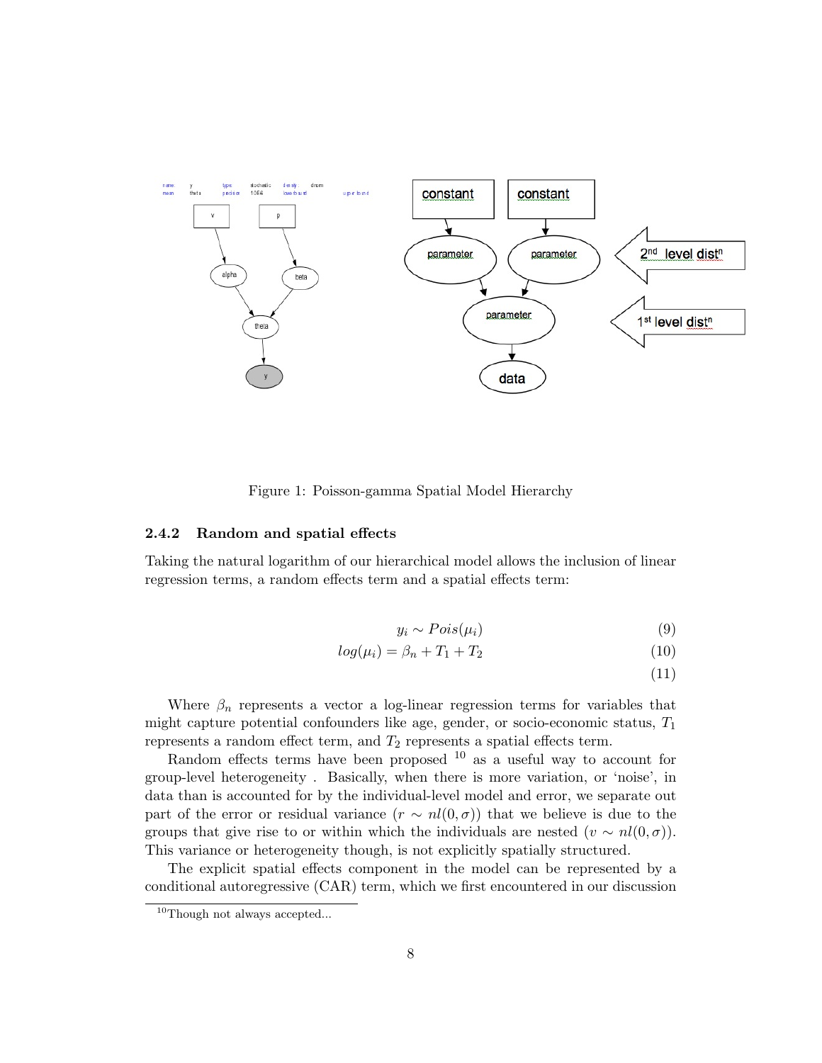Figure 1: Poisson-gamma Spatial Model Hierarchy

### 2.4.2 Random and spatial effects

Taking the natural logarithm of our hierarchical model allows the inclusion of linear regression terms, a random effects term and a spatial effects term:

$$y_i \sim Pois(\mu_i) \tag{9}$$

$$log(\mu_i) = \beta_n + T_1 + T_2 \tag{10}$$

$$\tag{11}$$

Where $\beta_n$ represents a vector a log-linear regression terms for variables that might capture potential confounders like age, gender, or socio-economic status, $T_1$ represents a random effect term, and $T_2$ represents a spatial effects term.

Random effects terms have been proposed [10] as a useful way to account for group-level heterogeneity . Basically, when there is more variation, or 'noise', in data than is accounted for by the individual-level model and error, we separate out part of the error or residual variance ($r \sim nl(0, \sigma)$) that we believe is due to the groups that give rise to or within which the individuals are nested ($v \sim nl(0, \sigma)$). This variance or heterogeneity though, is not explicitly spatially structured.

The explicit spatial effects component in the model can be represented by a conditional autoregressive (CAR) term, which we first encountered in our discussion

[10] Though not always accepted...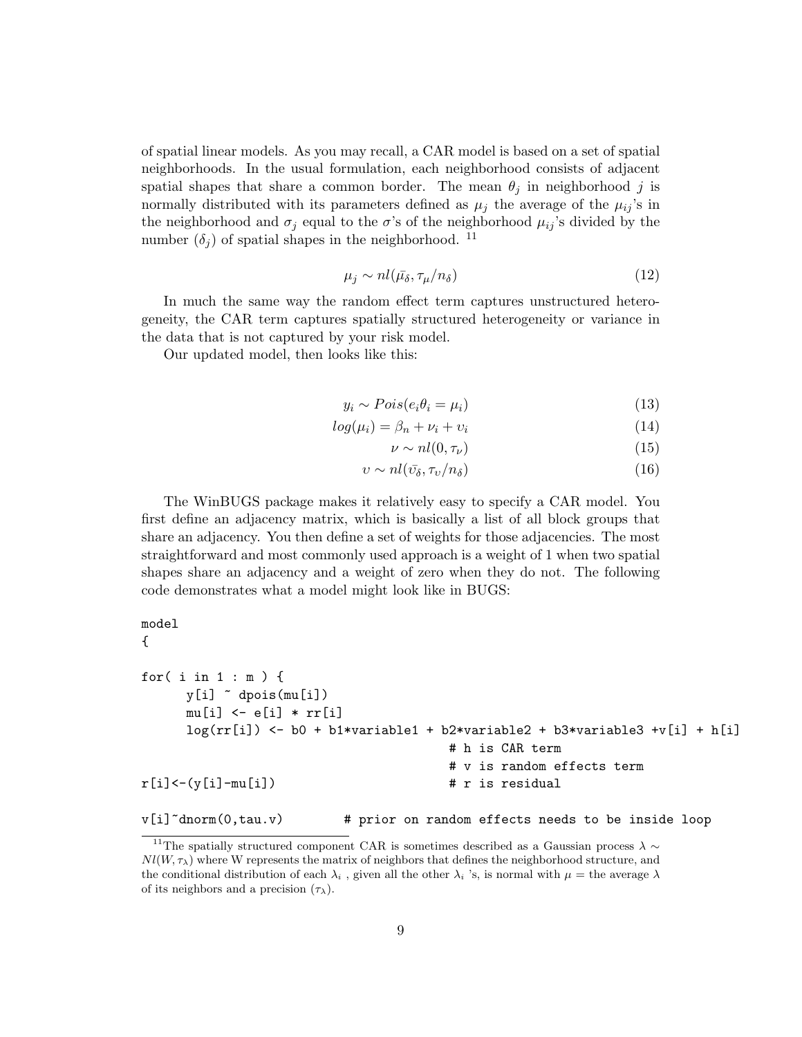of spatial linear models. As you may recall, a CAR model is based on a set of spatial neighborhoods. In the usual formulation, each neighborhood consists of adjacent spatial shapes that share a common border. The mean $\theta_j$ in neighborhood $j$ is normally distributed with its parameters defined as $\mu_j$ the average of the $\mu_{ij}$'s in the neighborhood and $\sigma_j$ equal to the $\sigma$'s of the neighborhood $\mu_{ij}$'s divided by the number ($\delta_j$) of spatial shapes in the neighborhood. [11]

$$\mu_j \sim nl(\bar{\mu_\delta}, \tau_\mu / n_\delta) \tag{12}$$

In much the same way the random effect term captures unstructured heterogeneity, the CAR term captures spatially structured heterogeneity or variance in the data that is not captured by your risk model.

Our updated model, then looks like this:

$$y_i \sim Pois(e_i\theta_i = \mu_i) \tag{13}$$

$$log(\mu_i) = \beta_n + \nu_i + \upsilon_i \tag{14}$$

$$\nu \sim nl(0, \tau_\nu) \tag{15}$$

$$\upsilon \sim nl(\bar{\upsilon_\delta}, \tau_\upsilon / n_\delta) \tag{16}$$

The WinBUGS package makes it relatively easy to specify a CAR model. You first define an adjacency matrix, which is basically a list of all block groups that share an adjacency. You then define a set of weights for those adjacencies. The most straightforward and most commonly used approach is a weight of 1 when two spatial shapes share an adjacency and a weight of zero when they do not. The following code demonstrates what a model might look like in BUGS:

```
model
{

for( i in 1 : m ) {
      y[i] ~ dpois(mu[i])
      mu[i] <- e[i] * rr[i]
      log(rr[i]) <- b0 + b1*variable1 + b2*variable2 + b3*variable3 +v[i] + h[i]
                                        # h is CAR term
                                        # v is random effects term
r[i]<-(y[i]-mu[i])                      # r is residual

v[i]~dnorm(0,tau.v)         # prior on random effects needs to be inside loop
```

[11] The spatially structured component CAR is sometimes described as a Gaussian process $\lambda \sim Nl(W, \tau_\lambda)$ where W represents the matrix of neighbors that defines the neighborhood structure, and the conditional distribution of each $\lambda_i$ , given all the other $\lambda_i$ 's, is normal with $\mu =$ the average $\lambda$ of its neighbors and a precision ($\tau_\lambda$).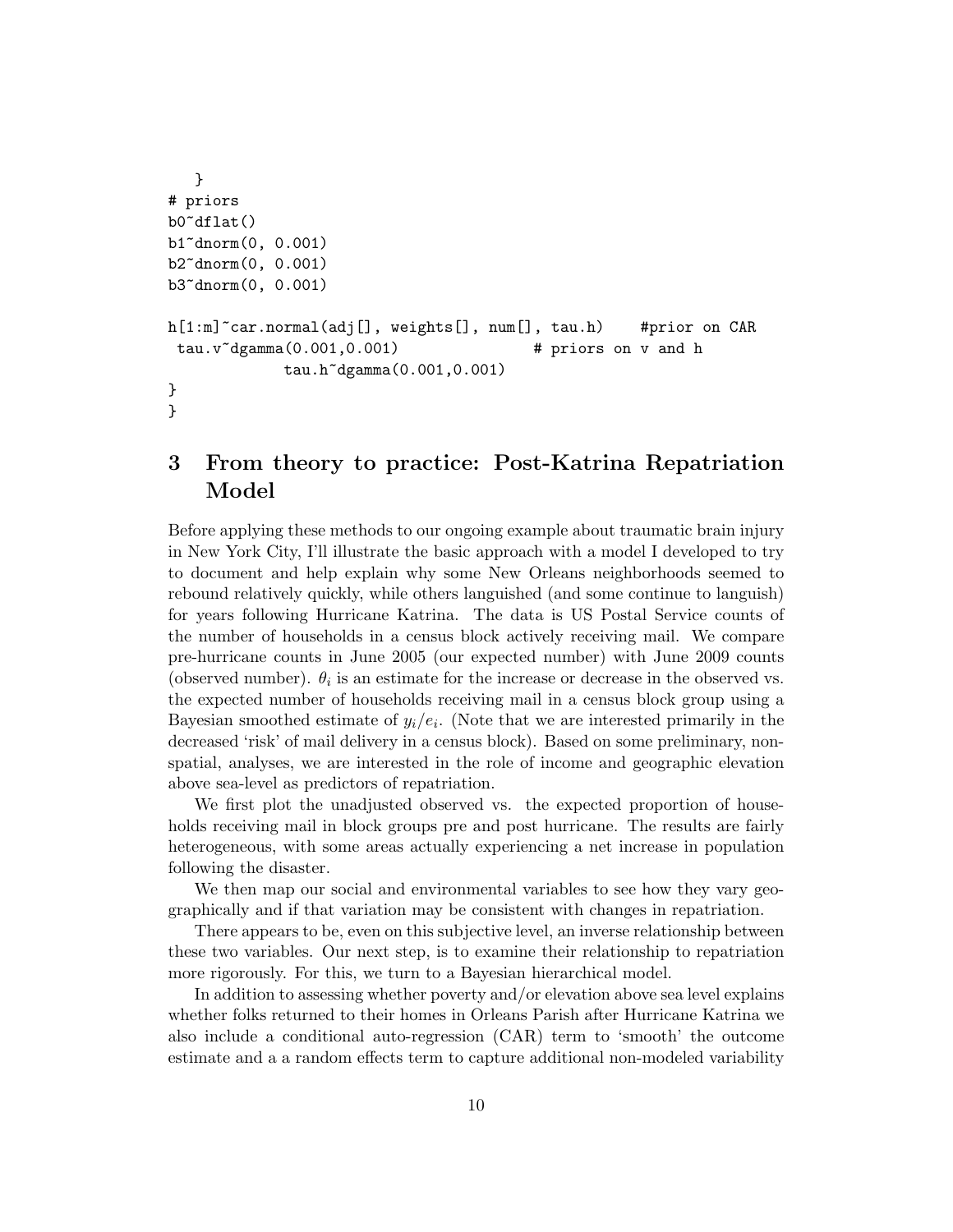```
   }
# priors
b0~dflat()
b1~dnorm(0, 0.001)
b2~dnorm(0, 0.001)
b3~dnorm(0, 0.001)

h[1:m]~car.normal(adj[], weights[], num[], tau.h)    #prior on CAR
 tau.v~dgamma(0.001,0.001)              # priors on v and h
            tau.h~dgamma(0.001,0.001)
}
}
```

## 3 From theory to practice: Post-Katrina Repatriation Model

Before applying these methods to our ongoing example about traumatic brain injury in New York City, I'll illustrate the basic approach with a model I developed to try to document and help explain why some New Orleans neighborhoods seemed to rebound relatively quickly, while others languished (and some continue to languish) for years following Hurricane Katrina. The data is US Postal Service counts of the number of households in a census block actively receiving mail. We compare pre-hurricane counts in June 2005 (our expected number) with June 2009 counts (observed number). $\theta_i$ is an estimate for the increase or decrease in the observed vs. the expected number of households receiving mail in a census block group using a Bayesian smoothed estimate of $y_i/e_i$. (Note that we are interested primarily in the decreased 'risk' of mail delivery in a census block). Based on some preliminary, non-spatial, analyses, we are interested in the role of income and geographic elevation above sea-level as predictors of repatriation.

We first plot the unadjusted observed vs. the expected proportion of households receiving mail in block groups pre and post hurricane. The results are fairly heterogeneous, with some areas actually experiencing a net increase in population following the disaster.

We then map our social and environmental variables to see how they vary geographically and if that variation may be consistent with changes in repatriation.

There appears to be, even on this subjective level, an inverse relationship between these two variables. Our next step, is to examine their relationship to repatriation more rigorously. For this, we turn to a Bayesian hierarchical model.

In addition to assessing whether poverty and/or elevation above sea level explains whether folks returned to their homes in Orleans Parish after Hurricane Katrina we also include a conditional auto-regression (CAR) term to 'smooth' the outcome estimate and a a random effects term to capture additional non-modeled variability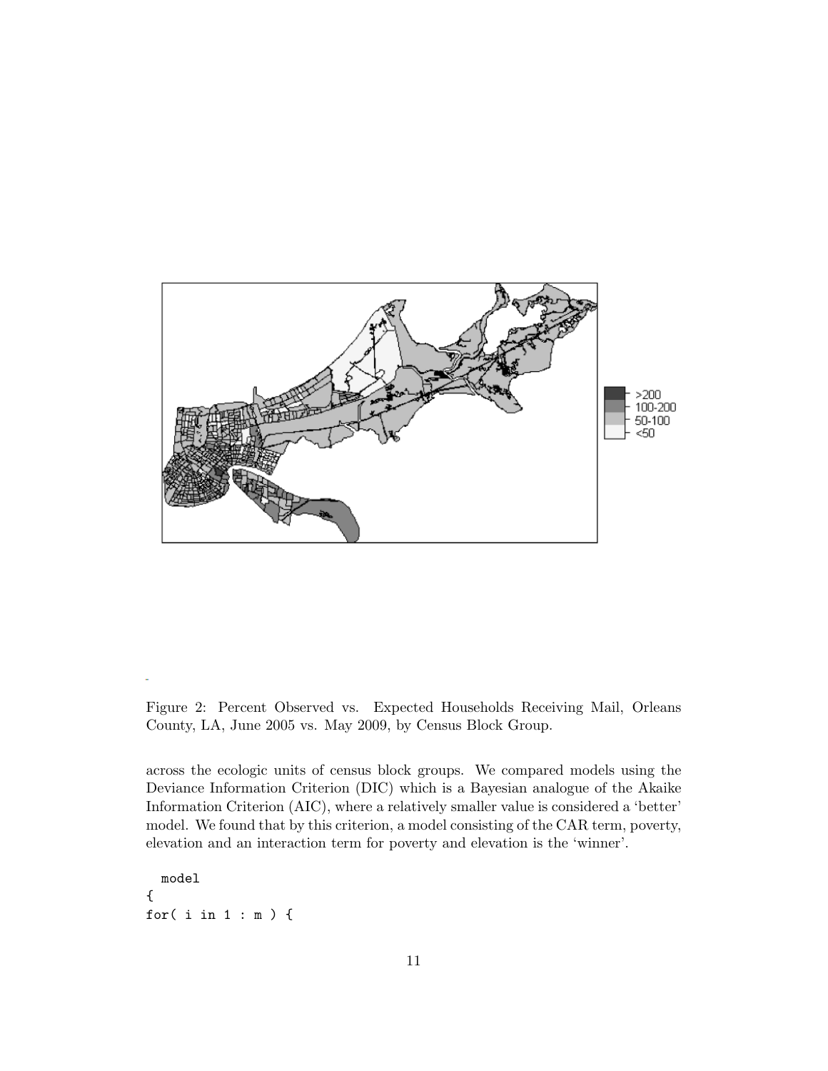Figure 2: Percent Observed vs. Expected Households Receiving Mail, Orleans County, LA, June 2005 vs. May 2009, by Census Block Group.

across the ecologic units of census block groups. We compared models using the Deviance Information Criterion (DIC) which is a Bayesian analogue of the Akaike Information Criterion (AIC), where a relatively smaller value is considered a 'better' model. We found that by this criterion, a model consisting of the CAR term, poverty, elevation and an interaction term for poverty and elevation is the 'winner'.

```
  model
{
for( i in 1 : m ) {
```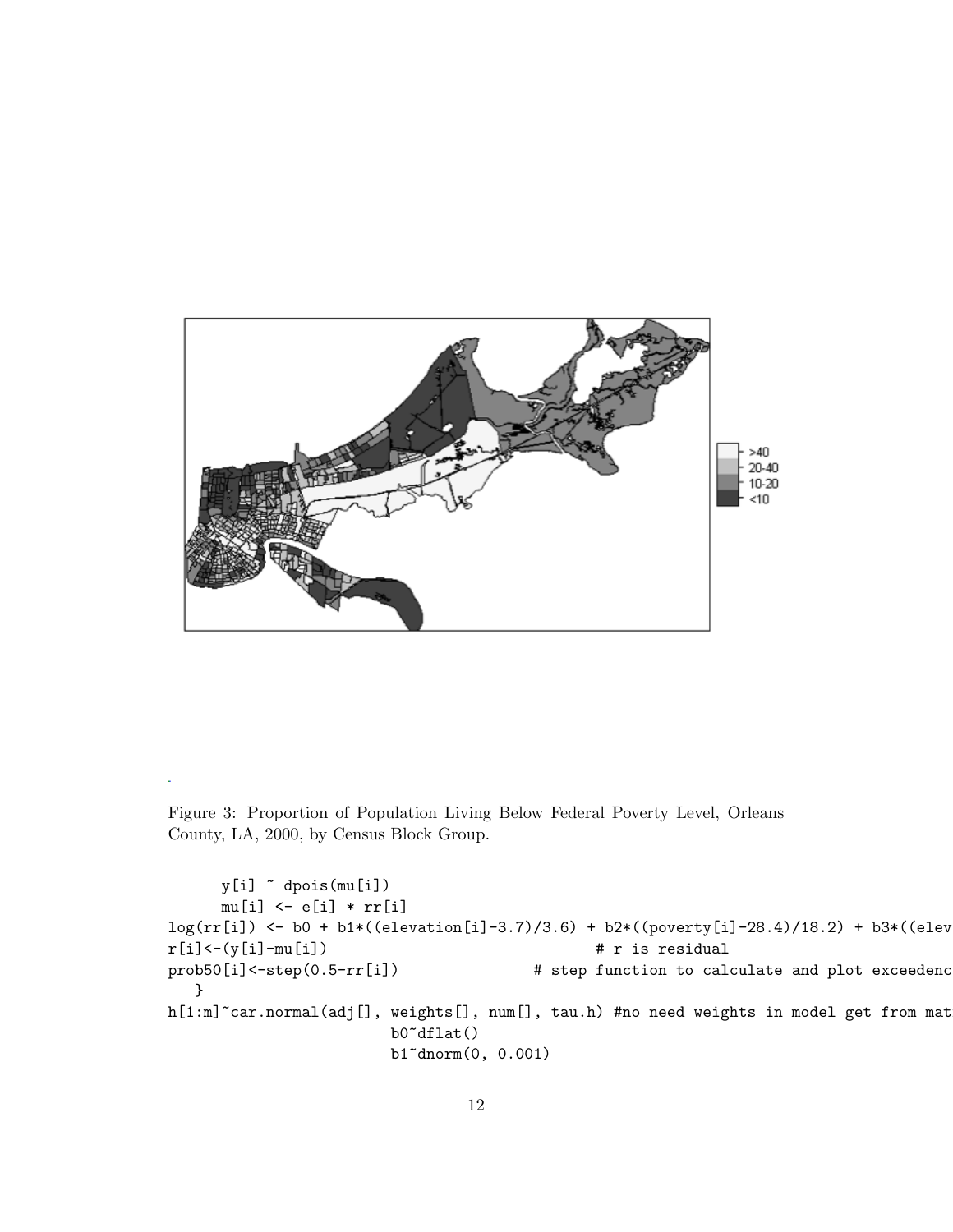Figure 3: Proportion of Population Living Below Federal Poverty Level, Orleans County, LA, 2000, by Census Block Group.

```
      y[i] ~ dpois(mu[i])
      mu[i] <- e[i] * rr[i]
log(rr[i]) <- b0 + b1*((elevation[i]-3.7)/3.6) + b2*((poverty[i]-28.4)/18.2) + b3*((elev
r[i]<-(y[i]-mu[i])                              # r is residual
prob50[i]<-step(0.5-rr[i])              # step function to calculate and plot exceedenc
   }
h[1:m]~car.normal(adj[], weights[], num[], tau.h) #no need weights in model get from mat
                        b0~dflat()
                        b1~dnorm(0, 0.001)
```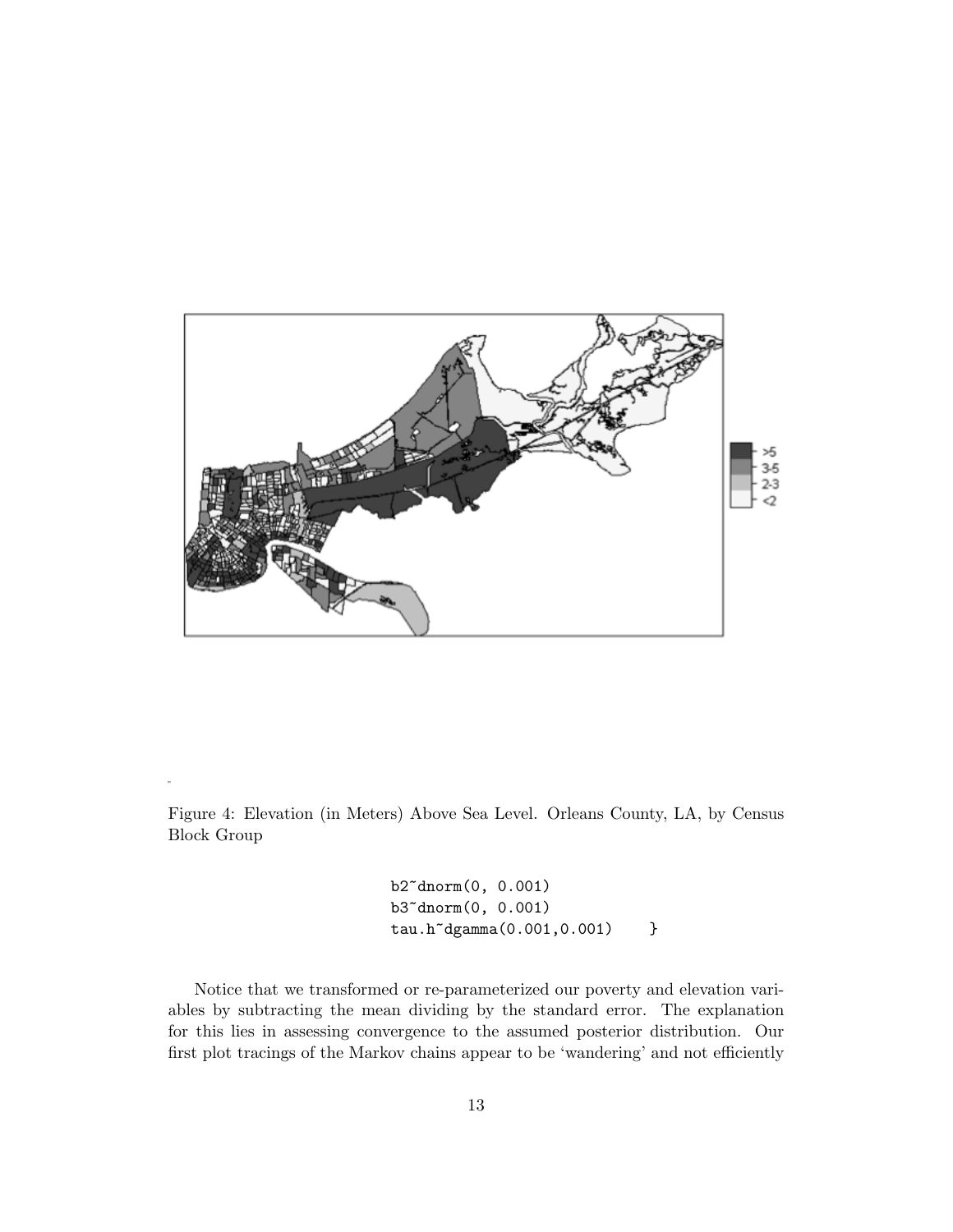Figure 4: Elevation (in Meters) Above Sea Level. Orleans County, LA, by Census Block Group

```
b2~dnorm(0, 0.001)
b3~dnorm(0, 0.001)
tau.h~dgamma(0.001,0.001)    }
```

Notice that we transformed or re-parameterized our poverty and elevation variables by subtracting the mean dividing by the standard error. The explanation for this lies in assessing convergence to the assumed posterior distribution. Our first plot tracings of the Markov chains appear to be 'wandering' and not efficiently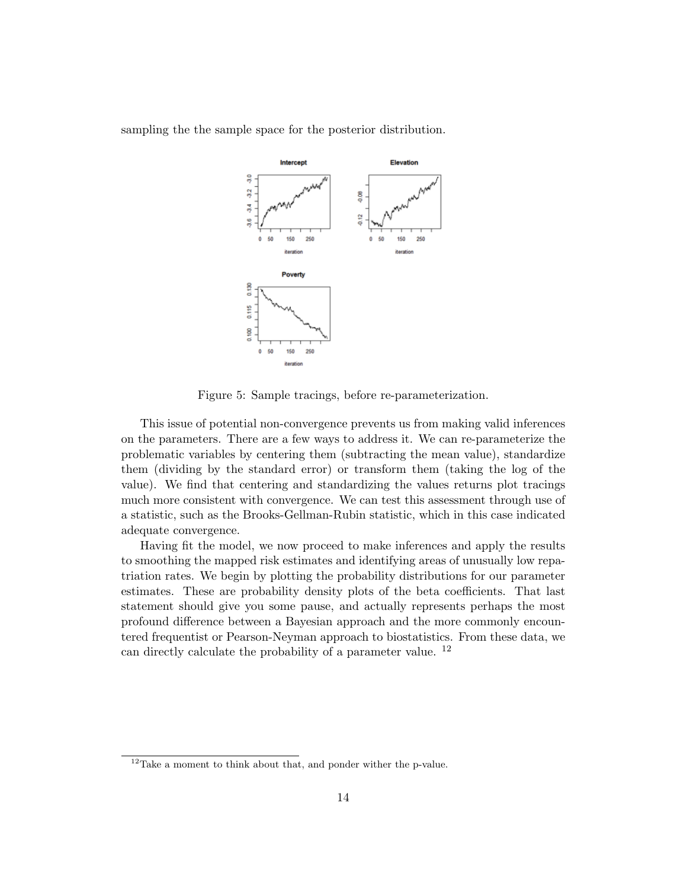sampling the the sample space for the posterior distribution.

Figure 5: Sample tracings, before re-parameterization.

This issue of potential non-convergence prevents us from making valid inferences on the parameters. There are a few ways to address it. We can re-parameterize the problematic variables by centering them (subtracting the mean value), standardize them (dividing by the standard error) or transform them (taking the log of the value). We find that centering and standardizing the values returns plot tracings much more consistent with convergence. We can test this assessment through use of a statistic, such as the Brooks-Gellman-Rubin statistic, which in this case indicated adequate convergence.

Having fit the model, we now proceed to make inferences and apply the results to smoothing the mapped risk estimates and identifying areas of unusually low repatriation rates. We begin by plotting the probability distributions for our parameter estimates. These are probability density plots of the beta coefficients. That last statement should give you some pause, and actually represents perhaps the most profound difference between a Bayesian approach and the more commonly encountered frequentist or Pearson-Neyman approach to biostatistics. From these data, we can directly calculate the probability of a parameter value. [12]

[12] Take a moment to think about that, and ponder wither the p-value.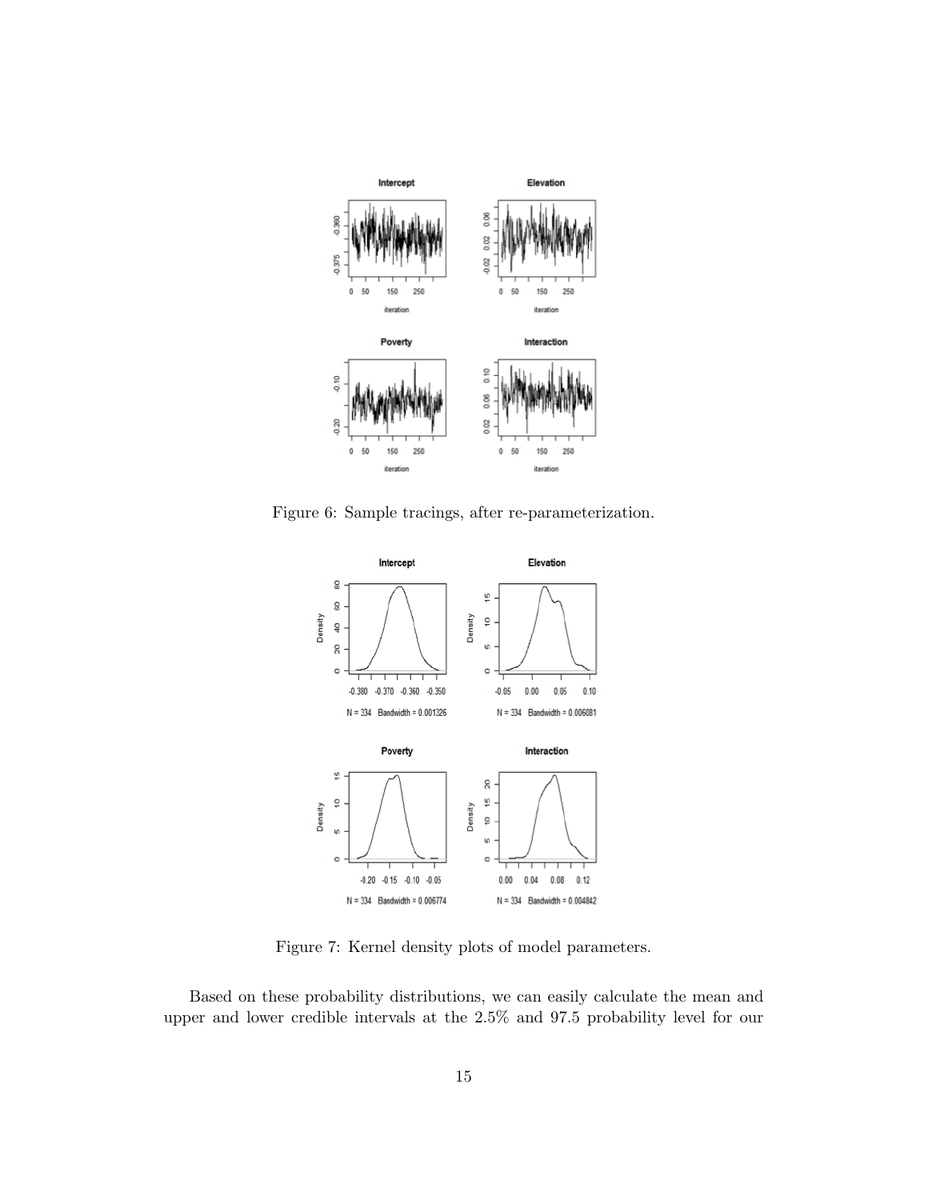Figure 6: Sample tracings, after re-parameterization.

Figure 7: Kernel density plots of model parameters.

Based on these probability distributions, we can easily calculate the mean and upper and lower credible intervals at the 2.5% and 97.5 probability level for our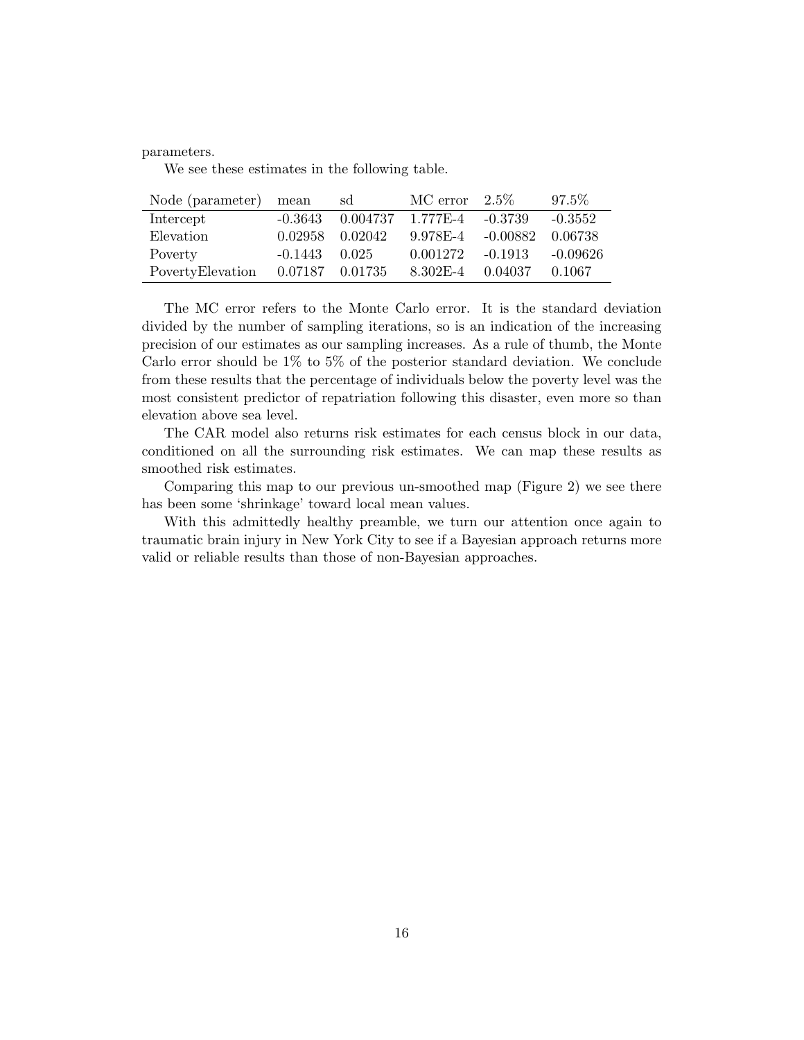parameters.

We see these estimates in the following table.

| Node (parameter) | mean | sd | MC error | 2.5% | 97.5% |
|---|---|---|---|---|---|
| Intercept | -0.3643 | 0.004737 | 1.777E-4 | -0.3739 | -0.3552 |
| Elevation | 0.02958 | 0.02042 | 9.978E-4 | -0.00882 | 0.06738 |
| Poverty | -0.1443 | 0.025 | 0.001272 | -0.1913 | -0.09626 |
| PovertyElevation | 0.07187 | 0.01735 | 8.302E-4 | 0.04037 | 0.1067 |

The MC error refers to the Monte Carlo error. It is the standard deviation divided by the number of sampling iterations, so is an indication of the increasing precision of our estimates as our sampling increases. As a rule of thumb, the Monte Carlo error should be 1% to 5% of the posterior standard deviation. We conclude from these results that the percentage of individuals below the poverty level was the most consistent predictor of repatriation following this disaster, even more so than elevation above sea level.

The CAR model also returns risk estimates for each census block in our data, conditioned on all the surrounding risk estimates. We can map these results as smoothed risk estimates.

Comparing this map to our previous un-smoothed map (Figure 2) we see there has been some 'shrinkage' toward local mean values.

With this admittedly healthy preamble, we turn our attention once again to traumatic brain injury in New York City to see if a Bayesian approach returns more valid or reliable results than those of non-Bayesian approaches.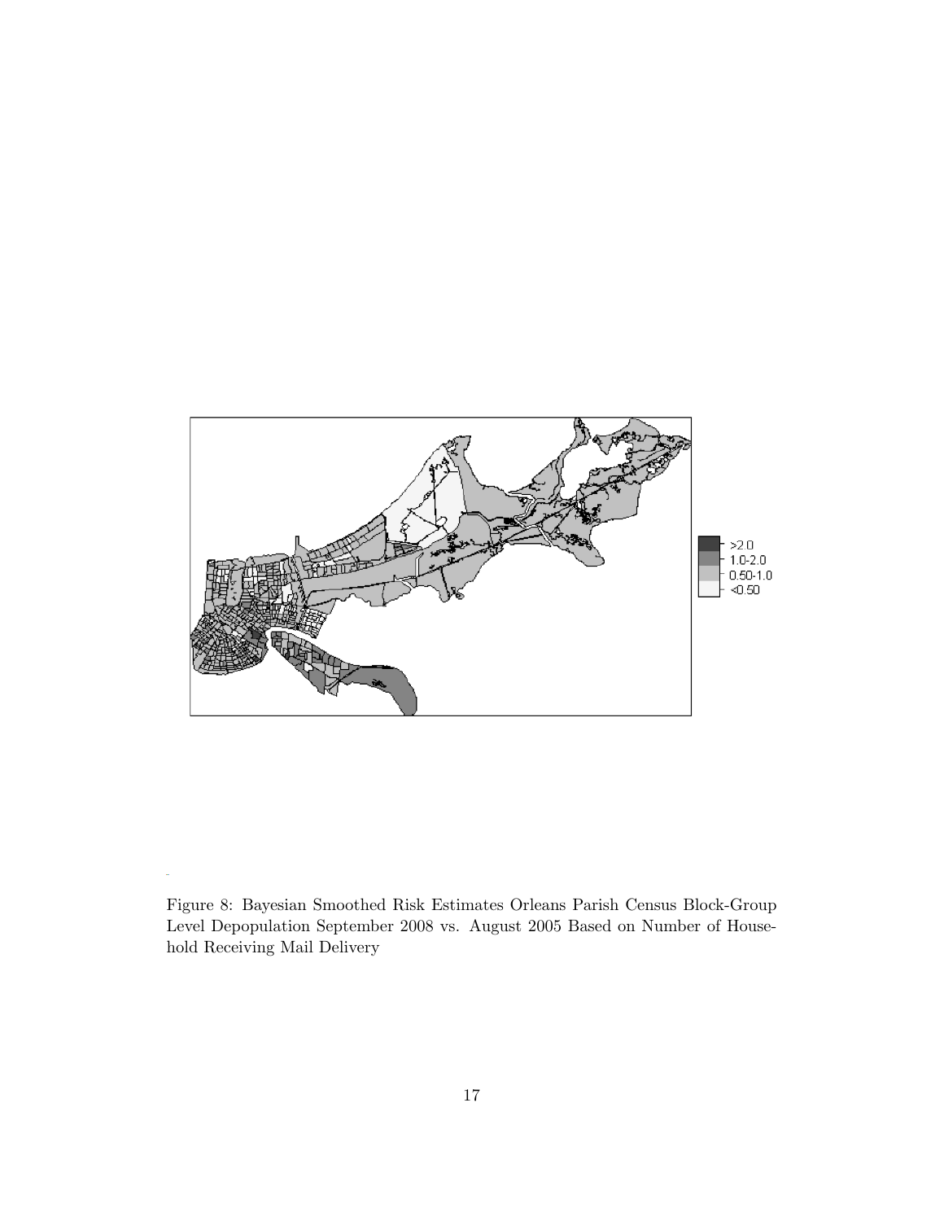>2.0
1.0-2.0
0.50-1.0
<0.50

Figure 8: Bayesian Smoothed Risk Estimates Orleans Parish Census Block-Group Level Depopulation September 2008 vs. August 2005 Based on Number of Household Receiving Mail Delivery